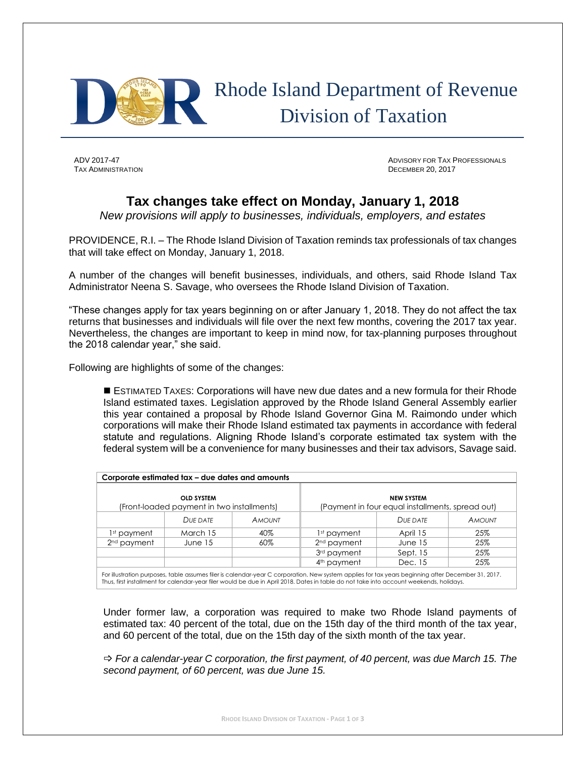# Rhode Island Department of Revenue
# Division of Taxation

ADV 2017-47
TAX ADMINISTRATION

ADVISORY FOR TAX PROFESSIONALS
DECEMBER 20, 2017

## Tax changes take effect on Monday, January 1, 2018

*New provisions will apply to businesses, individuals, employers, and estates*

PROVIDENCE, R.I. – The Rhode Island Division of Taxation reminds tax professionals of tax changes that will take effect on Monday, January 1, 2018.

A number of the changes will benefit businesses, individuals, and others, said Rhode Island Tax Administrator Neena S. Savage, who oversees the Rhode Island Division of Taxation.

"These changes apply for tax years beginning on or after January 1, 2018. They do not affect the tax returns that businesses and individuals will file over the next few months, covering the 2017 tax year. Nevertheless, the changes are important to keep in mind now, for tax-planning purposes throughout the 2018 calendar year," she said.

Following are highlights of some of the changes:

■ ESTIMATED TAXES: Corporations will have new due dates and a new formula for their Rhode Island estimated taxes. Legislation approved by the Rhode Island General Assembly earlier this year contained a proposal by Rhode Island Governor Gina M. Raimondo under which corporations will make their Rhode Island estimated tax payments in accordance with federal statute and regulations. Aligning Rhode Island's corporate estimated tax system with the federal system will be a convenience for many businesses and their tax advisors, Savage said.

**Corporate estimated tax – due dates and amounts**

| OLD SYSTEM (Front-loaded payment in two installments) | | | NEW SYSTEM (Payment in four equal installments, spread out) | | |
|---|---|---|---|---|---|
| | *DUE DATE* | *AMOUNT* | | *DUE DATE* | *AMOUNT* |
| 1st payment | March 15 | 40% | 1st payment | April 15 | 25% |
| 2nd payment | June 15 | 60% | 2nd payment | June 15 | 25% |
| | | | 3rd payment | Sept. 15 | 25% |
| | | | 4th payment | Dec. 15 | 25% |

For illustration purposes, table assumes filer is calendar-year C corporation. New system applies for tax years beginning after December 31, 2017. Thus, first installment for calendar-year filer would be due in April 2018. Dates in table do not take into account weekends, holidays.

Under former law, a corporation was required to make two Rhode Island payments of estimated tax: 40 percent of the total, due on the 15th day of the third month of the tax year, and 60 percent of the total, due on the 15th day of the sixth month of the tax year.

⇨ *For a calendar-year C corporation, the first payment, of 40 percent, was due March 15. The second payment, of 60 percent, was due June 15.*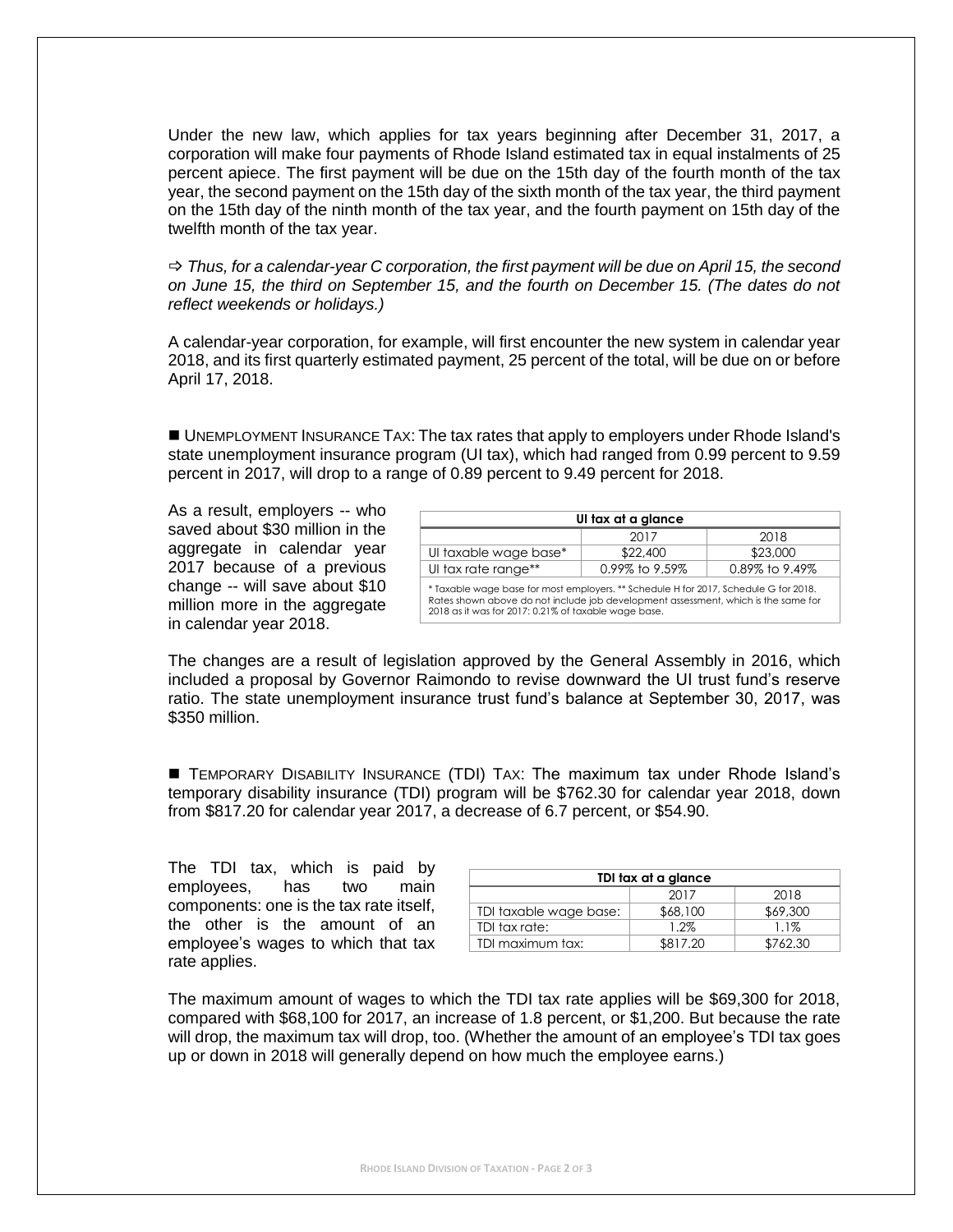Under the new law, which applies for tax years beginning after December 31, 2017, a corporation will make four payments of Rhode Island estimated tax in equal instalments of 25 percent apiece. The first payment will be due on the 15th day of the fourth month of the tax year, the second payment on the 15th day of the sixth month of the tax year, the third payment on the 15th day of the ninth month of the tax year, and the fourth payment on 15th day of the twelfth month of the tax year.

⇨ *Thus, for a calendar-year C corporation, the first payment will be due on April 15, the second on June 15, the third on September 15, and the fourth on December 15. (The dates do not reflect weekends or holidays.)*

A calendar-year corporation, for example, will first encounter the new system in calendar year 2018, and its first quarterly estimated payment, 25 percent of the total, will be due on or before April 17, 2018.

■ UNEMPLOYMENT INSURANCE TAX: The tax rates that apply to employers under Rhode Island's state unemployment insurance program (UI tax), which had ranged from 0.99 percent to 9.59 percent in 2017, will drop to a range of 0.89 percent to 9.49 percent for 2018.

As a result, employers -- who saved about $30 million in the aggregate in calendar year 2017 because of a previous change -- will save about $10 million more in the aggregate in calendar year 2018.

**UI tax at a glance**

| | 2017 | 2018 |
|---|---|---|
| UI taxable wage base* | $22,400 | $23,000 |
| UI tax rate range** | 0.99% to 9.59% | 0.89% to 9.49% |

\* Taxable wage base for most employers. ** Schedule H for 2017, Schedule G for 2018. Rates shown above do not include job development assessment, which is the same for 2018 as it was for 2017: 0.21% of taxable wage base.

The changes are a result of legislation approved by the General Assembly in 2016, which included a proposal by Governor Raimondo to revise downward the UI trust fund's reserve ratio. The state unemployment insurance trust fund's balance at September 30, 2017, was $350 million.

■ TEMPORARY DISABILITY INSURANCE (TDI) TAX: The maximum tax under Rhode Island's temporary disability insurance (TDI) program will be $762.30 for calendar year 2018, down from $817.20 for calendar year 2017, a decrease of 6.7 percent, or $54.90.

The TDI tax, which is paid by employees, has two main components: one is the tax rate itself, the other is the amount of an employee's wages to which that tax rate applies.

**TDI tax at a glance**

| | 2017 | 2018 |
|---|---|---|
| TDI taxable wage base: | $68,100 | $69,300 |
| TDI tax rate: | 1.2% | 1.1% |
| TDI maximum tax: | $817.20 | $762.30 |

The maximum amount of wages to which the TDI tax rate applies will be $69,300 for 2018, compared with $68,100 for 2017, an increase of 1.8 percent, or $1,200. But because the rate will drop, the maximum tax will drop, too. (Whether the amount of an employee's TDI tax goes up or down in 2018 will generally depend on how much the employee earns.)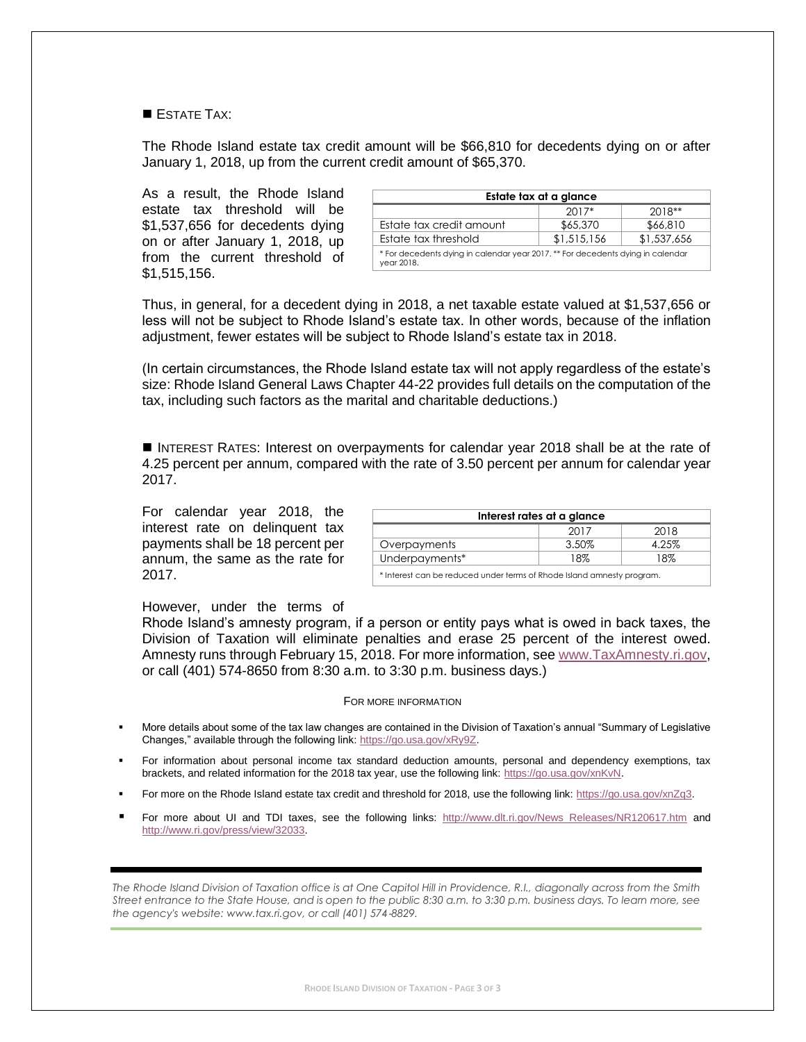■ **ESTATE TAX:**

The Rhode Island estate tax credit amount will be $66,810 for decedents dying on or after January 1, 2018, up from the current credit amount of $65,370.

As a result, the Rhode Island estate tax threshold will be $1,537,656 for decedents dying on or after January 1, 2018, up from the current threshold of $1,515,156.

| Estate tax at a glance | | |
|---|---|---|
| | 2017* | 2018** |
| Estate tax credit amount | $65,370 | $66,810 |
| Estate tax threshold | $1,515,156 | $1,537,656 |

* For decedents dying in calendar year 2017. ** For decedents dying in calendar year 2018.

Thus, in general, for a decedent dying in 2018, a net taxable estate valued at $1,537,656 or less will not be subject to Rhode Island's estate tax. In other words, because of the inflation adjustment, fewer estates will be subject to Rhode Island's estate tax in 2018.

(In certain circumstances, the Rhode Island estate tax will not apply regardless of the estate's size: Rhode Island General Laws Chapter 44-22 provides full details on the computation of the tax, including such factors as the marital and charitable deductions.)

■ **INTEREST RATES:** Interest on overpayments for calendar year 2018 shall be at the rate of 4.25 percent per annum, compared with the rate of 3.50 percent per annum for calendar year 2017.

For calendar year 2018, the interest rate on delinquent tax payments shall be 18 percent per annum, the same as the rate for 2017.

| Interest rates at a glance | | |
|---|---|---|
| | 2017 | 2018 |
| Overpayments | 3.50% | 4.25% |
| Underpayments* | 18% | 18% |

* Interest can be reduced under terms of Rhode Island amnesty program.

However, under the terms of Rhode Island's amnesty program, if a person or entity pays what is owed in back taxes, the Division of Taxation will eliminate penalties and erase 25 percent of the interest owed. Amnesty runs through February 15, 2018. For more information, see www.TaxAmnesty.ri.gov, or call (401) 574-8650 from 8:30 a.m. to 3:30 p.m. business days.)

FOR MORE INFORMATION

- More details about some of the tax law changes are contained in the Division of Taxation's annual "Summary of Legislative Changes," available through the following link: https://go.usa.gov/xRy9Z.
- For information about personal income tax standard deduction amounts, personal and dependency exemptions, tax brackets, and related information for the 2018 tax year, use the following link: https://go.usa.gov/xnKvN.
- For more on the Rhode Island estate tax credit and threshold for 2018, use the following link: https://go.usa.gov/xnZq3.
- For more about UI and TDI taxes, see the following links: http://www.dlt.ri.gov/News_Releases/NR120617.htm and http://www.ri.gov/press/view/32033.

*The Rhode Island Division of Taxation office is at One Capitol Hill in Providence, R.I., diagonally across from the Smith Street entrance to the State House, and is open to the public 8:30 a.m. to 3:30 p.m. business days. To learn more, see the agency's website: www.tax.ri.gov, or call (401) 574-8829.*